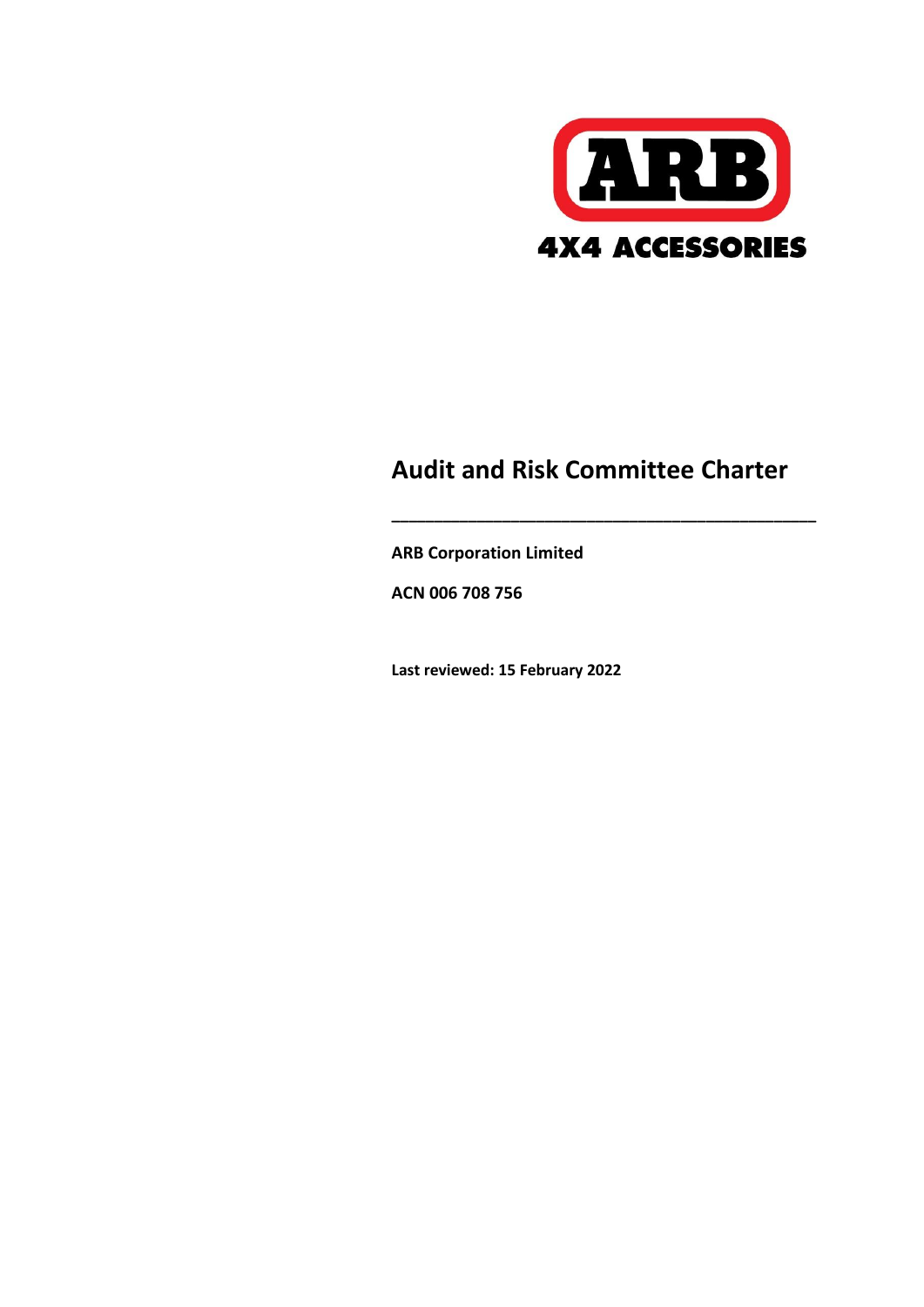# Audit and Risk Committee Charter

---

**ARB Corporation Limited**

**ACN 006 708 756**

**Last reviewed: 15 February 2022**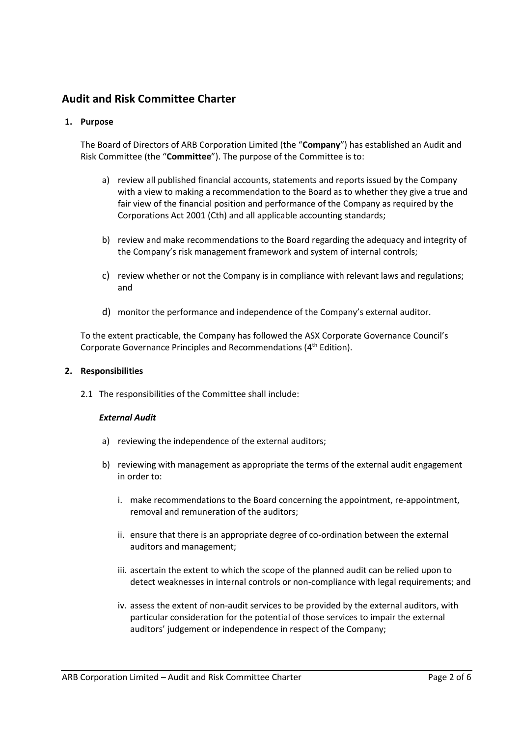## Audit and Risk Committee Charter

### 1. Purpose

The Board of Directors of ARB Corporation Limited (the "**Company**") has established an Audit and Risk Committee (the "**Committee**"). The purpose of the Committee is to:

a) review all published financial accounts, statements and reports issued by the Company with a view to making a recommendation to the Board as to whether they give a true and fair view of the financial position and performance of the Company as required by the Corporations Act 2001 (Cth) and all applicable accounting standards;

b) review and make recommendations to the Board regarding the adequacy and integrity of the Company's risk management framework and system of internal controls;

c) review whether or not the Company is in compliance with relevant laws and regulations; and

d) monitor the performance and independence of the Company's external auditor.

To the extent practicable, the Company has followed the ASX Corporate Governance Council's Corporate Governance Principles and Recommendations (4th Edition).

### 2. Responsibilities

2.1 The responsibilities of the Committee shall include:

***External Audit***

a) reviewing the independence of the external auditors;

b) reviewing with management as appropriate the terms of the external audit engagement in order to:

   i. make recommendations to the Board concerning the appointment, re-appointment, removal and remuneration of the auditors;

   ii. ensure that there is an appropriate degree of co-ordination between the external auditors and management;

   iii. ascertain the extent to which the scope of the planned audit can be relied upon to detect weaknesses in internal controls or non-compliance with legal requirements; and

   iv. assess the extent of non-audit services to be provided by the external auditors, with particular consideration for the potential of those services to impair the external auditors' judgement or independence in respect of the Company;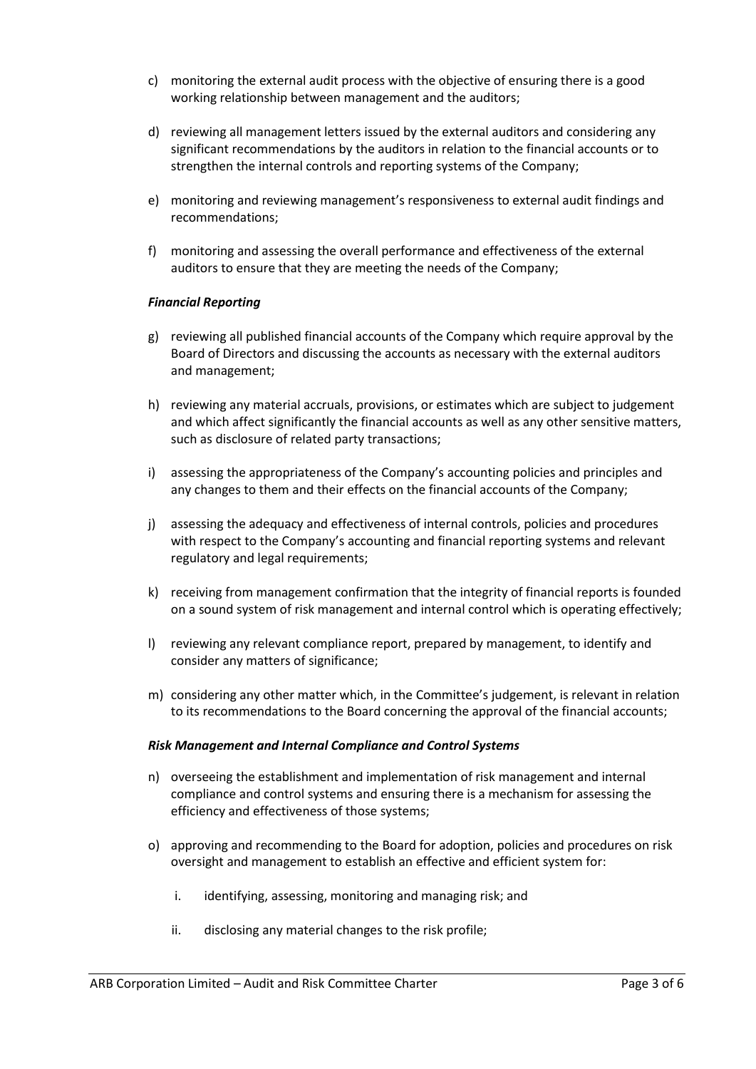c) monitoring the external audit process with the objective of ensuring there is a good working relationship between management and the auditors;

d) reviewing all management letters issued by the external auditors and considering any significant recommendations by the auditors in relation to the financial accounts or to strengthen the internal controls and reporting systems of the Company;

e) monitoring and reviewing management's responsiveness to external audit findings and recommendations;

f) monitoring and assessing the overall performance and effectiveness of the external auditors to ensure that they are meeting the needs of the Company;

***Financial Reporting***

g) reviewing all published financial accounts of the Company which require approval by the Board of Directors and discussing the accounts as necessary with the external auditors and management;

h) reviewing any material accruals, provisions, or estimates which are subject to judgement and which affect significantly the financial accounts as well as any other sensitive matters, such as disclosure of related party transactions;

i) assessing the appropriateness of the Company's accounting policies and principles and any changes to them and their effects on the financial accounts of the Company;

j) assessing the adequacy and effectiveness of internal controls, policies and procedures with respect to the Company's accounting and financial reporting systems and relevant regulatory and legal requirements;

k) receiving from management confirmation that the integrity of financial reports is founded on a sound system of risk management and internal control which is operating effectively;

l) reviewing any relevant compliance report, prepared by management, to identify and consider any matters of significance;

m) considering any other matter which, in the Committee's judgement, is relevant in relation to its recommendations to the Board concerning the approval of the financial accounts;

***Risk Management and Internal Compliance and Control Systems***

n) overseeing the establishment and implementation of risk management and internal compliance and control systems and ensuring there is a mechanism for assessing the efficiency and effectiveness of those systems;

o) approving and recommending to the Board for adoption, policies and procedures on risk oversight and management to establish an effective and efficient system for:

   i. identifying, assessing, monitoring and managing risk; and

   ii. disclosing any material changes to the risk profile;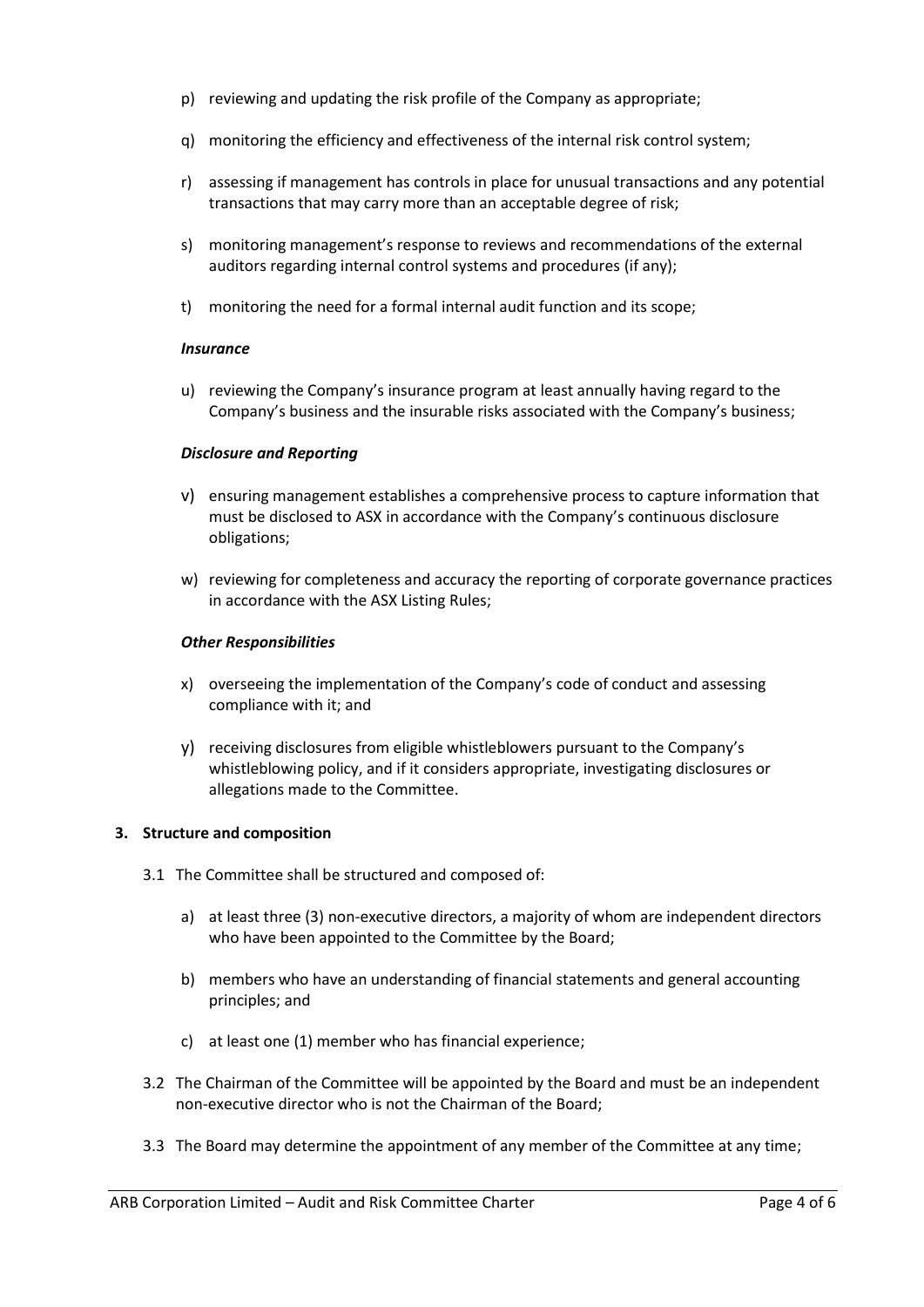p) reviewing and updating the risk profile of the Company as appropriate;

q) monitoring the efficiency and effectiveness of the internal risk control system;

r) assessing if management has controls in place for unusual transactions and any potential transactions that may carry more than an acceptable degree of risk;

s) monitoring management's response to reviews and recommendations of the external auditors regarding internal control systems and procedures (if any);

t) monitoring the need for a formal internal audit function and its scope;

***Insurance***

u) reviewing the Company's insurance program at least annually having regard to the Company's business and the insurable risks associated with the Company's business;

***Disclosure and Reporting***

v) ensuring management establishes a comprehensive process to capture information that must be disclosed to ASX in accordance with the Company's continuous disclosure obligations;

w) reviewing for completeness and accuracy the reporting of corporate governance practices in accordance with the ASX Listing Rules;

***Other Responsibilities***

x) overseeing the implementation of the Company's code of conduct and assessing compliance with it; and

y) receiving disclosures from eligible whistleblowers pursuant to the Company's whistleblowing policy, and if it considers appropriate, investigating disclosures or allegations made to the Committee.

**3. Structure and composition**

3.1 The Committee shall be structured and composed of:

a) at least three (3) non-executive directors, a majority of whom are independent directors who have been appointed to the Committee by the Board;

b) members who have an understanding of financial statements and general accounting principles; and

c) at least one (1) member who has financial experience;

3.2 The Chairman of the Committee will be appointed by the Board and must be an independent non-executive director who is not the Chairman of the Board;

3.3 The Board may determine the appointment of any member of the Committee at any time;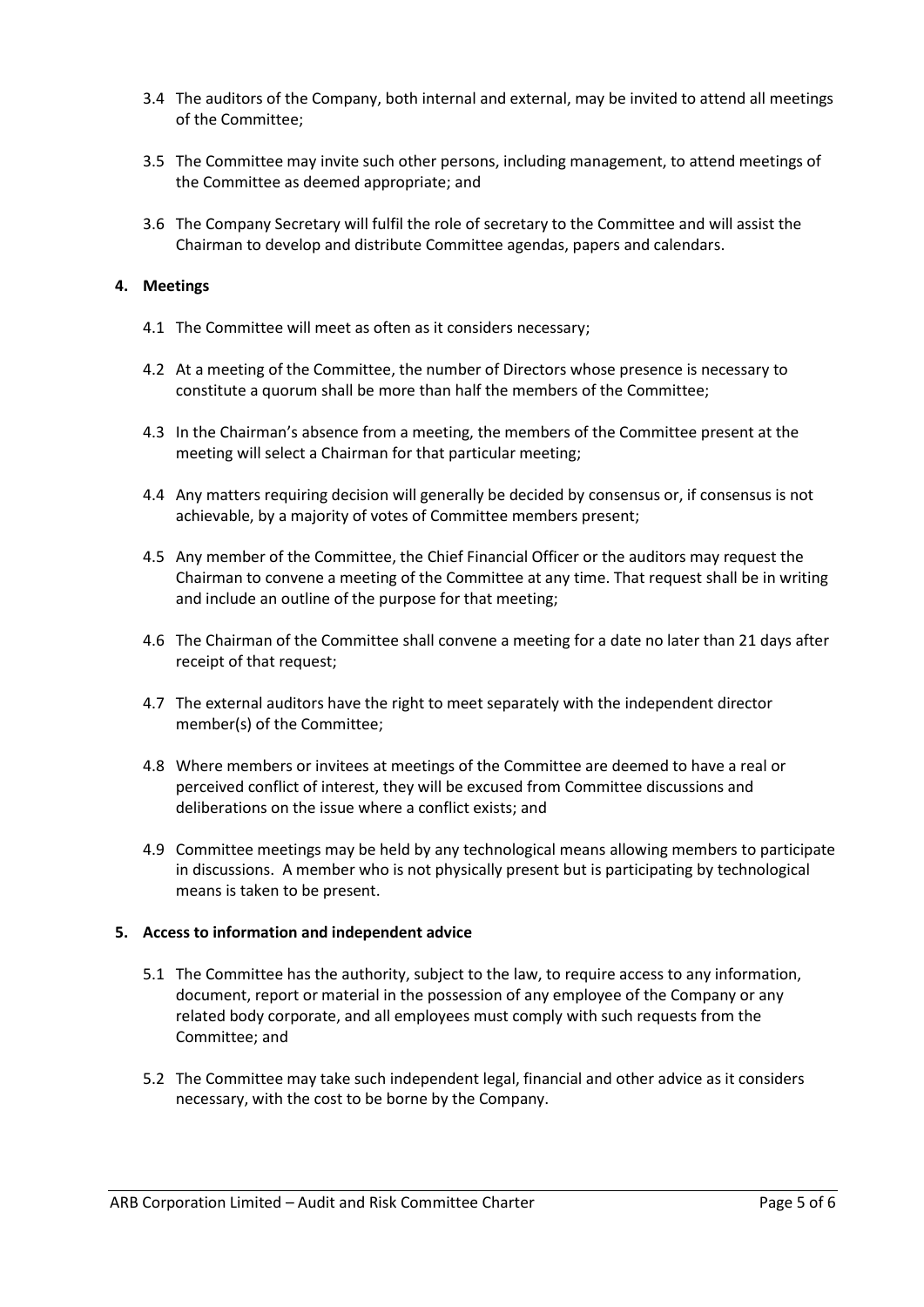3.4 The auditors of the Company, both internal and external, may be invited to attend all meetings of the Committee;

3.5 The Committee may invite such other persons, including management, to attend meetings of the Committee as deemed appropriate; and

3.6 The Company Secretary will fulfil the role of secretary to the Committee and will assist the Chairman to develop and distribute Committee agendas, papers and calendars.

## 4. Meetings

4.1 The Committee will meet as often as it considers necessary;

4.2 At a meeting of the Committee, the number of Directors whose presence is necessary to constitute a quorum shall be more than half the members of the Committee;

4.3 In the Chairman's absence from a meeting, the members of the Committee present at the meeting will select a Chairman for that particular meeting;

4.4 Any matters requiring decision will generally be decided by consensus or, if consensus is not achievable, by a majority of votes of Committee members present;

4.5 Any member of the Committee, the Chief Financial Officer or the auditors may request the Chairman to convene a meeting of the Committee at any time. That request shall be in writing and include an outline of the purpose for that meeting;

4.6 The Chairman of the Committee shall convene a meeting for a date no later than 21 days after receipt of that request;

4.7 The external auditors have the right to meet separately with the independent director member(s) of the Committee;

4.8 Where members or invitees at meetings of the Committee are deemed to have a real or perceived conflict of interest, they will be excused from Committee discussions and deliberations on the issue where a conflict exists; and

4.9 Committee meetings may be held by any technological means allowing members to participate in discussions. A member who is not physically present but is participating by technological means is taken to be present.

## 5. Access to information and independent advice

5.1 The Committee has the authority, subject to the law, to require access to any information, document, report or material in the possession of any employee of the Company or any related body corporate, and all employees must comply with such requests from the Committee; and

5.2 The Committee may take such independent legal, financial and other advice as it considers necessary, with the cost to be borne by the Company.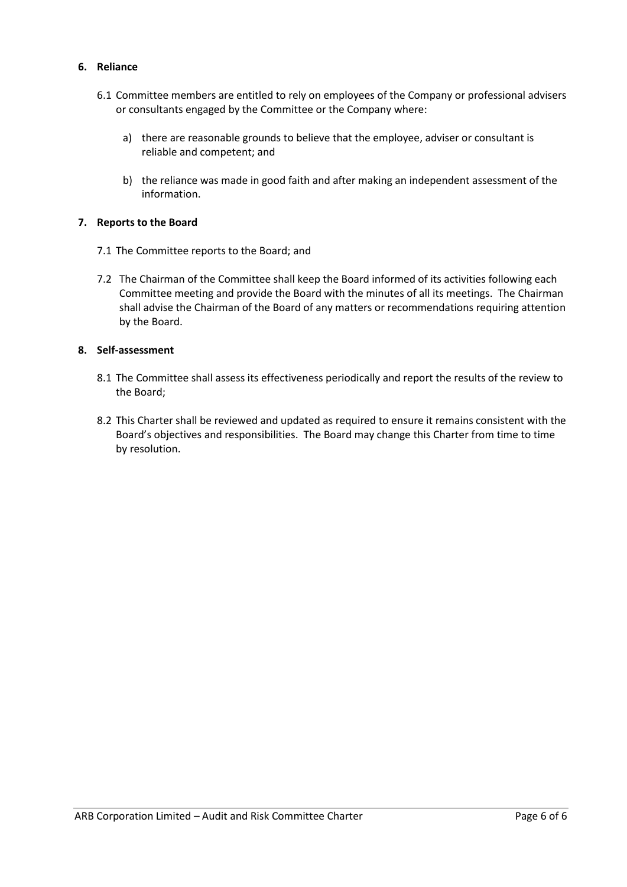## 6. Reliance

6.1 Committee members are entitled to rely on employees of the Company or professional advisers or consultants engaged by the Committee or the Company where:

a) there are reasonable grounds to believe that the employee, adviser or consultant is reliable and competent; and

b) the reliance was made in good faith and after making an independent assessment of the information.

## 7. Reports to the Board

7.1 The Committee reports to the Board; and

7.2 The Chairman of the Committee shall keep the Board informed of its activities following each Committee meeting and provide the Board with the minutes of all its meetings. The Chairman shall advise the Chairman of the Board of any matters or recommendations requiring attention by the Board.

## 8. Self-assessment

8.1 The Committee shall assess its effectiveness periodically and report the results of the review to the Board;

8.2 This Charter shall be reviewed and updated as required to ensure it remains consistent with the Board's objectives and responsibilities. The Board may change this Charter from time to time by resolution.